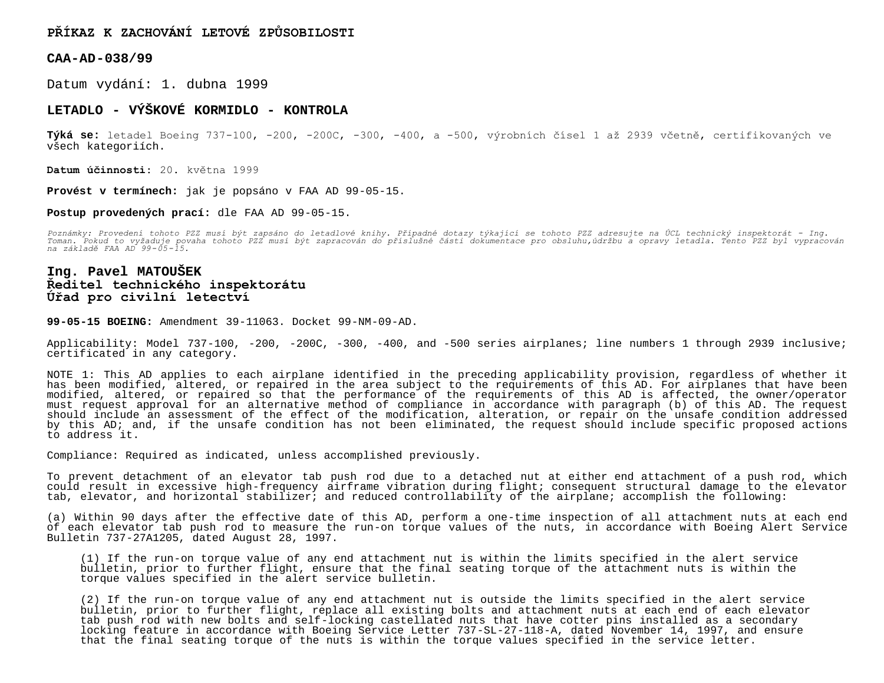# PŘÍKAZ K ZACHOVÁNÍ LETOVÉ ZPŮSOBILOSTI

## CAA-AD-038/99

Datum vydání: 1. dubna 1999

## LETADLO - VÝŠKOVÉ KORMIDLO - KONTROLA

**Týká se:** letadel Boeing 737-100, -200, -200C, -300, -400, a -500, výrobních čísel 1 až 2939 včetně, certifikovaných ve všech kategoriích.

**Datum účinnosti**: 20. května 1999

**Provést v termínech:** jak je popsáno v FAA AD 99-05-15.

**Postup provedených prací:** dle FAA AD 99-05-15.

*Poznámky: Provedení tohoto PZZ musí být zapsáno do letadlové knihy. Případné dotazy týkající se tohoto PZZ adresujte na ÚCL technický inspektorát - Ing. Toman. Pokud to vyžaduje povaha tohoto PZZ musí být zapracován do příslušné části dokumentace pro obsluhu,údržbu a opravy letadla. Tento PZZ byl vypracován na základě FAA AD 99-05-15.*

**Ing. Pavel MATOUŠEK**
**Ředitel technického inspektorátu**
**Úřad pro civilní letectví**

**99-05-15 BOEING:** Amendment 39-11063. Docket 99-NM-09-AD.

Applicability: Model 737-100, -200, -200C, -300, -400, and -500 series airplanes; line numbers 1 through 2939 inclusive; certificated in any category.

NOTE 1: This AD applies to each airplane identified in the preceding applicability provision, regardless of whether it has been modified, altered, or repaired in the area subject to the requirements of this AD. For airplanes that have been modified, altered, or repaired so that the performance of the requirements of this AD is affected, the owner/operator must request approval for an alternative method of compliance in accordance with paragraph (b) of this AD. The request should include an assessment of the effect of the modification, alteration, or repair on the unsafe condition addressed by this AD; and, if the unsafe condition has not been eliminated, the request should include specific proposed actions to address it.

Compliance: Required as indicated, unless accomplished previously.

To prevent detachment of an elevator tab push rod due to a detached nut at either end attachment of a push rod, which could result in excessive high-frequency airframe vibration during flight; consequent structural damage to the elevator tab, elevator, and horizontal stabilizer; and reduced controllability of the airplane; accomplish the following:

(a) Within 90 days after the effective date of this AD, perform a one-time inspection of all attachment nuts at each end of each elevator tab push rod to measure the run-on torque values of the nuts, in accordance with Boeing Alert Service Bulletin 737-27A1205, dated August 28, 1997.

(1) If the run-on torque value of any end attachment nut is within the limits specified in the alert service bulletin, prior to further flight, ensure that the final seating torque of the attachment nuts is within the torque values specified in the alert service bulletin.

(2) If the run-on torque value of any end attachment nut is outside the limits specified in the alert service bulletin, prior to further flight, replace all existing bolts and attachment nuts at each end of each elevator tab push rod with new bolts and self-locking castellated nuts that have cotter pins installed as a secondary locking feature in accordance with Boeing Service Letter 737-SL-27-118-A, dated November 14, 1997, and ensure that the final seating torque of the nuts is within the torque values specified in the service letter.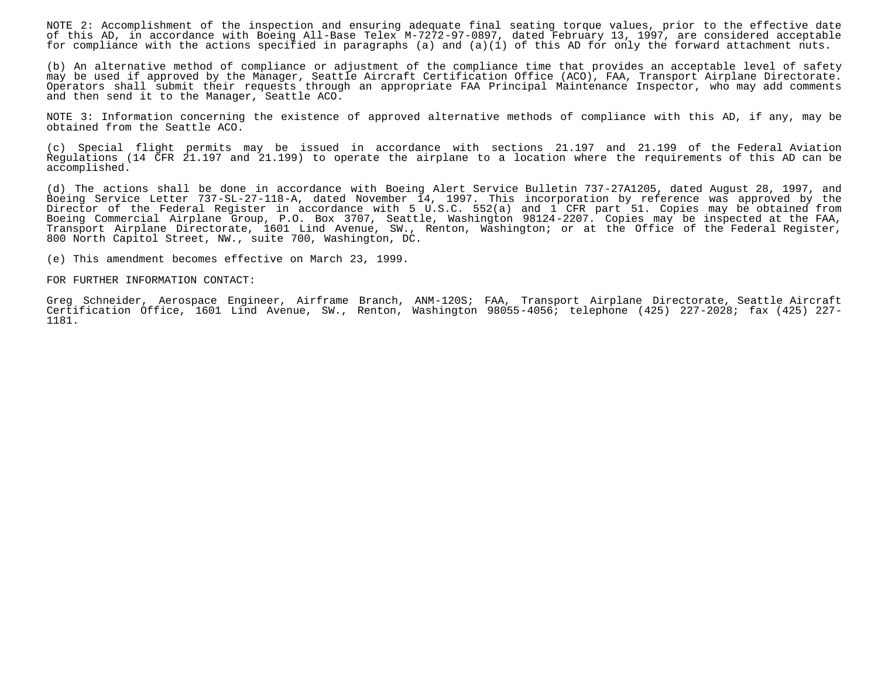NOTE 2: Accomplishment of the inspection and ensuring adequate final seating torque values, prior to the effective date of this AD, in accordance with Boeing All-Base Telex M-7272-97-0897, dated February 13, 1997, are considered acceptable for compliance with the actions specified in paragraphs (a) and (a)(1) of this AD for only the forward attachment nuts.

(b) An alternative method of compliance or adjustment of the compliance time that provides an acceptable level of safety may be used if approved by the Manager, Seattle Aircraft Certification Office (ACO), FAA, Transport Airplane Directorate. Operators shall submit their requests through an appropriate FAA Principal Maintenance Inspector, who may add comments and then send it to the Manager, Seattle ACO.

NOTE 3: Information concerning the existence of approved alternative methods of compliance with this AD, if any, may be obtained from the Seattle ACO.

(c) Special flight permits may be issued in accordance with sections 21.197 and 21.199 of the Federal Aviation Regulations (14 CFR 21.197 and 21.199) to operate the airplane to a location where the requirements of this AD can be accomplished.

(d) The actions shall be done in accordance with Boeing Alert Service Bulletin 737-27A1205, dated August 28, 1997, and Boeing Service Letter 737-SL-27-118-A, dated November 14, 1997. This incorporation by reference was approved by the Director of the Federal Register in accordance with 5 U.S.C. 552(a) and 1 CFR part 51. Copies may be obtained from Boeing Commercial Airplane Group, P.O. Box 3707, Seattle, Washington 98124-2207. Copies may be inspected at the FAA, Transport Airplane Directorate, 1601 Lind Avenue, SW., Renton, Washington; or at the Office of the Federal Register, 800 North Capitol Street, NW., suite 700, Washington, DC.

(e) This amendment becomes effective on March 23, 1999.

FOR FURTHER INFORMATION CONTACT:

Greg Schneider, Aerospace Engineer, Airframe Branch, ANM-120S; FAA, Transport Airplane Directorate, Seattle Aircraft Certification Office, 1601 Lind Avenue, SW., Renton, Washington 98055-4056; telephone (425) 227-2028; fax (425) 227-1181.